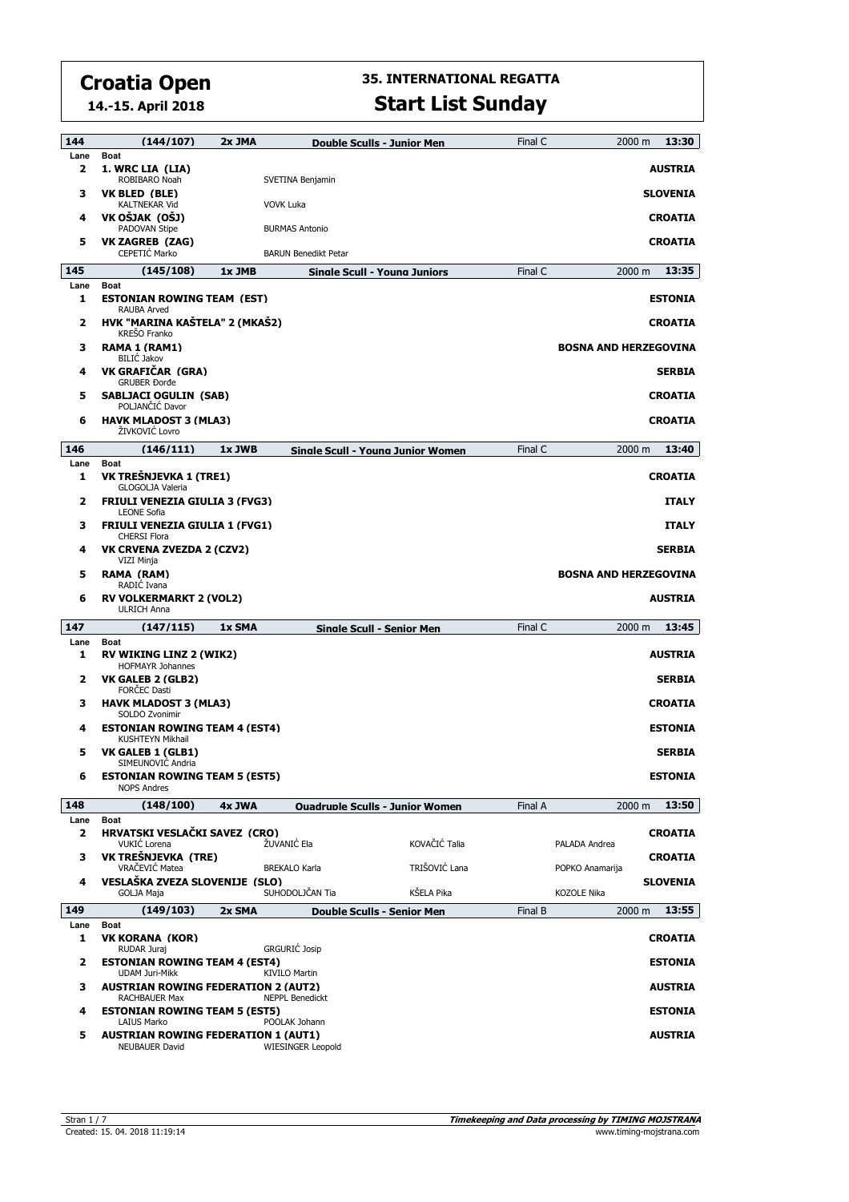# Croatia Open

**14.-15. April 2018**

## 35. INTERNATIONAL REGATTA

## Start List Sunday

### 144 (144/107) 2x JMA Double Sculls - Junior Men — Final C — 2000 m — 13:30

| Lane | Boat | | | | Country |
|---|---|---|---|---|---|
| 2 | **1. WRC LIA (LIA)** ROBIBARO Noah | SVETINA Benjamin | | | **AUSTRIA** |
| 3 | **VK BLED (BLE)** KALTNEKAR Vid | VOVK Luka | | | **SLOVENIA** |
| 4 | **VK OŠJAK (OŠJ)** PADOVAN Stipe | BURMAS Antonio | | | **CROATIA** |
| 5 | **VK ZAGREB (ZAG)** CEPETIĆ Marko | BARUN Benedikt Petar | | | **CROATIA** |

### 145 (145/108) 1x JMB Single Scull - Young Juniors — Final C — 2000 m — 13:35

| Lane | Boat | Country |
|---|---|---|
| 1 | **ESTONIAN ROWING TEAM (EST)** RAUBA Arved | **ESTONIA** |
| 2 | **HVK "MARINA KAŠTELA" 2 (MKAŠ2)** KREŠO Franko | **CROATIA** |
| 3 | **RAMA 1 (RAM1)** BILIĆ Jakov | **BOSNA AND HERZEGOVINA** |
| 4 | **VK GRAFIČAR (GRA)** GRUBER Đorđe | **SERBIA** |
| 5 | **SABLJACI OGULIN (SAB)** POLJANČIĆ Davor | **CROATIA** |
| 6 | **HAVK MLADOST 3 (MLA3)** ŽIVKOVIĆ Lovro | **CROATIA** |

### 146 (146/111) 1x JWB Single Scull - Young Junior Women — Final C — 2000 m — 13:40

| Lane | Boat | Country |
|---|---|---|
| 1 | **VK TREŠNJEVKA 1 (TRE1)** GLOGOLJA Valeria | **CROATIA** |
| 2 | **FRIULI VENEZIA GIULIA 3 (FVG3)** LEONE Sofia | **ITALY** |
| 3 | **FRIULI VENEZIA GIULIA 1 (FVG1)** CHERSI Flora | **ITALY** |
| 4 | **VK CRVENA ZVEZDA 2 (CZV2)** VIZI Minja | **SERBIA** |
| 5 | **RAMA (RAM)** RADIĆ Ivana | **BOSNA AND HERZEGOVINA** |
| 6 | **RV VOLKERMARKT 2 (VOL2)** ULRICH Anna | **AUSTRIA** |

### 147 (147/115) 1x SMA Single Scull - Senior Men — Final C — 2000 m — 13:45

| Lane | Boat | Country |
|---|---|---|
| 1 | **RV WIKING LINZ 2 (WIK2)** HOFMAYR Johannes | **AUSTRIA** |
| 2 | **VK GALEB 2 (GLB2)** FORČEC Dasti | **SERBIA** |
| 3 | **HAVK MLADOST 3 (MLA3)** SOLDO Zvonimir | **CROATIA** |
| 4 | **ESTONIAN ROWING TEAM 4 (EST4)** KUSHTEYN Mikhail | **ESTONIA** |
| 5 | **VK GALEB 1 (GLB1)** SIMEUNOVIĆ Andria | **SERBIA** |
| 6 | **ESTONIAN ROWING TEAM 5 (EST5)** NOPS Andres | **ESTONIA** |

### 148 (148/100) 4x JWA Quadruple Sculls - Junior Women — Final A — 2000 m — 13:50

| Lane | Boat | | | | Country |
|---|---|---|---|---|---|
| 2 | **HRVATSKI VESLAČKI SAVEZ (CRO)** VUKIĆ Lorena | ŽUVANIĆ Ela | KOVAČIĆ Talia | PALADA Andrea | **CROATIA** |
| 3 | **VK TREŠNJEVKA (TRE)** VRAČEVIĆ Matea | BREKALO Karla | TRIŠOVIĆ Lana | POPKO Anamarija | **CROATIA** |
| 4 | **VESLAŠKA ZVEZA SLOVENIJE (SLO)** GOLJA Maja | SUHODOLJČAN Tia | KŠELA Pika | KOZOLE Nika | **SLOVENIA** |

### 149 (149/103) 2x SMA Double Sculls - Senior Men — Final B — 2000 m — 13:55

| Lane | Boat | | Country |
|---|---|---|---|
| 1 | **VK KORANA (KOR)** RUDAR Juraj | GRGURIĆ Josip | **CROATIA** |
| 2 | **ESTONIAN ROWING TEAM 4 (EST4)** UDAM Juri-Mikk | KIVILO Martin | **ESTONIA** |
| 3 | **AUSTRIAN ROWING FEDERATION 2 (AUT2)** RACHBAUER Max | NEPPL Benedickt | **AUSTRIA** |
| 4 | **ESTONIAN ROWING TEAM 5 (EST5)** LAIUS Marko | POOLAK Johann | **ESTONIA** |
| 5 | **AUSTRIAN ROWING FEDERATION 1 (AUT1)** NEUBAUER David | WIESINGER Leopold | **AUSTRIA** |

Created: 15. 04. 2018 11:19:14

*Timekeeping and Data processing by TIMING MOJSTRANA*
www.timing-mojstrana.com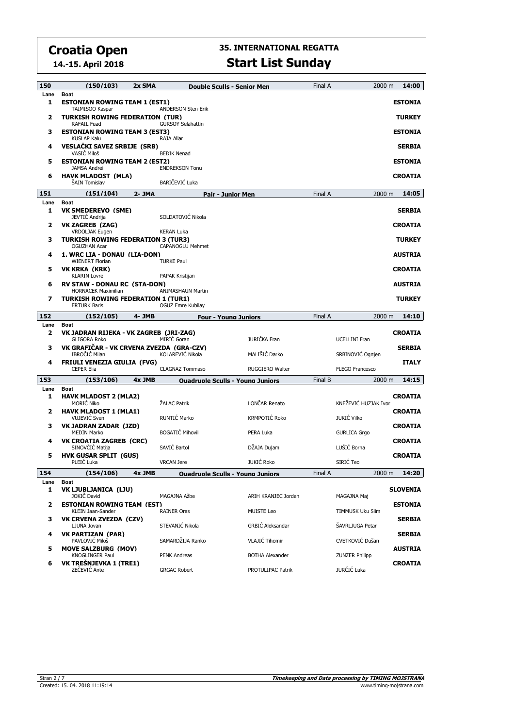# Croatia Open

**14.-15. April 2018**

## 35. INTERNATIONAL REGATTA

## Start List Sunday

### 150 (150/103) 2x SMA — Double Sculls - Senior Men — Final A — 2000 m — 14:00

| Lane | Boat | | Country |
|---|---|---|---|
| 1 | **ESTONIAN ROWING TEAM 1 (EST1)** | | **ESTONIA** |
| | TAIMISOO Kaspar | ANDERSON Sten-Erik | |
| 2 | **TURKISH ROWING FEDERATION (TUR)** | | **TURKEY** |
| | RAFAIL Fuad | GURSOY Selahattin | |
| 3 | **ESTONIAN ROWING TEAM 3 (EST3)** | | **ESTONIA** |
| | KUSLAP Kalu | RAJA Allar | |
| 4 | **VESLAČKI SAVEZ SRBIJE (SRB)** | | **SERBIA** |
| | VASIĆ Miloš | BEĐIK Nenad | |
| 5 | **ESTONIAN ROWING TEAM 2 (EST2)** | | **ESTONIA** |
| | JAMSA Andrei | ENDREKSON Tonu | |
| 6 | **HAVK MLADOST (MLA)** | | **CROATIA** |
| | ŠAIN Tomislav | BARIČEVIĆ Luka | |

### 151 (151/104) 2- JMA — Pair - Junior Men — Final A — 2000 m — 14:05

| Lane | Boat | | Country |
|---|---|---|---|
| 1 | **VK SMEDEREVO (SME)** | | **SERBIA** |
| | JEVTIĆ Andrija | SOLDATOVIĆ Nikola | |
| 2 | **VK ZAGREB (ZAG)** | | **CROATIA** |
| | VRDOLJAK Eugen | KERAN Luka | |
| 3 | **TURKISH ROWING FEDERATION 3 (TUR3)** | | **TURKEY** |
| | OGUZHAN Acar | CAPANOGLU Mehmet | |
| 4 | **1. WRC LIA - DONAU (LIA-DON)** | | **AUSTRIA** |
| | WIENERT Florian | TURKE Paul | |
| 5 | **VK KRKA (KRK)** | | **CROATIA** |
| | KLARIN Lovre | PAPAK Kristijan | |
| 6 | **RV STAW - DONAU RC (STA-DON)** | | **AUSTRIA** |
| | HORNACEK Maximilian | ANIMASHAUN Martin | |
| 7 | **TURKISH ROWING FEDERATION 1 (TUR1)** | | **TURKEY** |
| | ERTURK Baris | OGUZ Emre Kubilay | |

### 152 (152/105) 4- JMB — Four - Young Juniors — Final A — 2000 m — 14:10

| Lane | Boat | | | | Country |
|---|---|---|---|---|---|
| 2 | **VK JADRAN RIJEKA - VK ZAGREB (JRI-ZAG)** | | | | **CROATIA** |
| | GLIGORA Roko | MIRIĆ Goran | JURIČKA Fran | UCELLINI Fran | |
| 3 | **VK GRAFIČAR - VK CRVENA ZVEZDA (GRA-CZV)** | | | | **SERBIA** |
| | IBROČIĆ Milan | KOLAREVIĆ Nikola | MALIŠIĆ Darko | SRBINOVIĆ Ognjen | |
| 4 | **FRIULI VENEZIA GIULIA (FVG)** | | | | **ITALY** |
| | CEPER Elia | CLAGNAZ Tommaso | RUGGIERO Walter | FLEGO Francesco | |

### 153 (153/106) 4x JMB — Quadruple Sculls - Young Juniors — Final B — 2000 m — 14:15

| Lane | Boat | | | | Country |
|---|---|---|---|---|---|
| 1 | **HAVK MLADOST 2 (MLA2)** | | | | **CROATIA** |
| | MORIĆ Niko | ŽALAC Patrik | LONČAR Renato | KNEŽEVIĆ HUZJAK Ivor | |
| 2 | **HAVK MLADOST 1 (MLA1)** | | | | **CROATIA** |
| | VUJEVIĆ Sven | RUNTIĆ Marko | KRMPOTIĆ Roko | JUKIĆ Vilko | |
| 3 | **VK JADRAN ZADAR (JZD)** | | | | **CROATIA** |
| | MEDIN Marko | BOGATIĆ Mihovil | PERA Luka | GURLICA Grgo | |
| 4 | **VK CROATIA ZAGREB (CRC)** | | | | **CROATIA** |
| | SINOVČIĆ Matija | SAVIĆ Bartol | DŽAJA Dujam | LUŠIĆ Borna | |
| 5 | **HVK GUSAR SPLIT (GUS)** | | | | **CROATIA** |
| | PLEIĆ Luka | VRCAN Jere | JUKIĆ Roko | SIRIĆ Teo | |

### 154 (154/106) 4x JMB — Quadruple Sculls - Young Juniors — Final A — 2000 m — 14:20

| Lane | Boat | | | | Country |
|---|---|---|---|---|---|
| 1 | **VK LJUBLJANICA (LJU)** | | | | **SLOVENIA** |
| | JOKIČ David | MAGAJNA Ažbe | ARIH KRANJEC Jordan | MAGAJNA Maj | |
| 2 | **ESTONIAN ROWING TEAM (EST)** | | | | **ESTONIA** |
| | KLEIN Jaan-Sander | RAINER Oras | MUISTE Leo | TIMMUSK Uku Siim | |
| 3 | **VK CRVENA ZVEZDA (CZV)** | | | | **SERBIA** |
| | LJUNA Jovan | STEVANIĆ Nikola | GRBIĆ Aleksandar | ŠAVRLJUGA Petar | |
| 4 | **VK PARTIZAN (PAR)** | | | | **SERBIA** |
| | PAVLOVIĆ Miloš | SAMARDŽIJA Ranko | VLAJIĆ Tihomir | CVETKOVIĆ Dušan | |
| 5 | **MOVE SALZBURG (MOV)** | | | | **AUSTRIA** |
| | KNOGLINGER Paul | PENK Andreas | BOTHA Alexander | ZUNZER Philipp | |
| 6 | **VK TREŠNJEVKA 1 (TRE1)** | | | | **CROATIA** |
| | ZEČEVIĆ Ante | GRGAC Robert | PROTULIPAC Patrik | JURČIĆ Luka | |

Created: 15. 04. 2018 11:19:14

*Timekeeping and Data processing by TIMING MOJSTRANA*
www.timing-mojstrana.com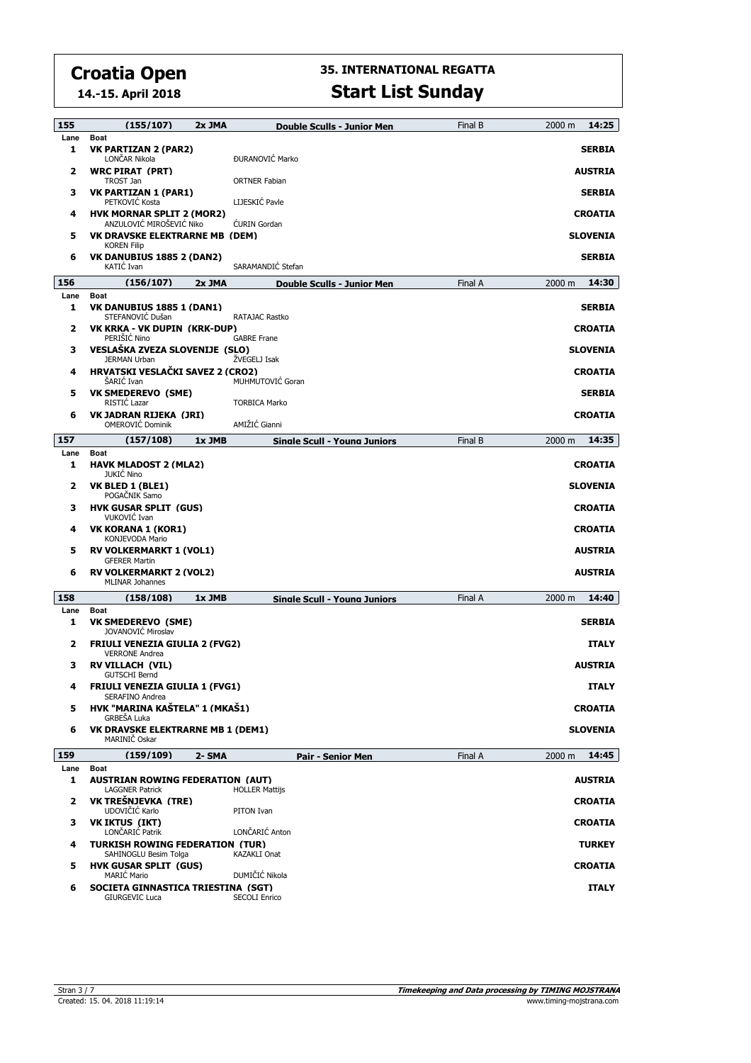# Croatia Open

**14.-15. April 2018**

## 35. INTERNATIONAL REGATTA

## Start List Sunday

### 155 (155/107) 2x JMA — Double Sculls - Junior Men — Final B — 2000 m — 14:25

| Lane | Boat | | Country |
|---|---|---|---|
| 1 | **VK PARTIZAN 2 (PAR2)**<br>LONČAR Nikola | ĐURANOVIĆ Marko | **SERBIA** |
| 2 | **WRC PIRAT (PRT)**<br>TROST Jan | ORTNER Fabian | **AUSTRIA** |
| 3 | **VK PARTIZAN 1 (PAR1)**<br>PETKOVIĆ Kosta | LIJESKIĆ Pavle | **SERBIA** |
| 4 | **HVK MORNAR SPLIT 2 (MOR2)**<br>ANZULOVIĆ MIROŠEVIĆ Niko | ĆURIN Gordan | **CROATIA** |
| 5 | **VK DRAVSKE ELEKTRARNE MB (DEM)**<br>KOREN Filip | | **SLOVENIA** |
| 6 | **VK DANUBIUS 1885 2 (DAN2)**<br>KATIĆ Ivan | SARAMANDIĆ Stefan | **SERBIA** |

### 156 (156/107) 2x JMA — Double Sculls - Junior Men — Final A — 2000 m — 14:30

| Lane | Boat | | Country |
|---|---|---|---|
| 1 | **VK DANUBIUS 1885 1 (DAN1)**<br>STEFANOVIĆ Dušan | RATAJAC Rastko | **SERBIA** |
| 2 | **VK KRKA - VK DUPIN (KRK-DUP)**<br>PERIŠIĆ Nino | GABRE Frane | **CROATIA** |
| 3 | **VESLAŠKA ZVEZA SLOVENIJE (SLO)**<br>JERMAN Urban | ŽVEGELJ Isak | **SLOVENIA** |
| 4 | **HRVATSKI VESLAČKI SAVEZ 2 (CRO2)**<br>ŠARIĆ Ivan | MUHMUTOVIĆ Goran | **CROATIA** |
| 5 | **VK SMEDEREVO (SME)**<br>RISTIĆ Lazar | TORBICA Marko | **SERBIA** |
| 6 | **VK JADRAN RIJEKA (JRI)**<br>OMEROVIĆ Dominik | AMIŽIĆ Gianni | **CROATIA** |

### 157 (157/108) 1x JMB — Single Scull - Young Juniors — Final B — 2000 m — 14:35

| Lane | Boat | Country |
|---|---|---|
| 1 | **HAVK MLADOST 2 (MLA2)**<br>JUKIĆ Nino | **CROATIA** |
| 2 | **VK BLED 1 (BLE1)**<br>POGAČNIK Samo | **SLOVENIA** |
| 3 | **HVK GUSAR SPLIT (GUS)**<br>VUKOVIĆ Ivan | **CROATIA** |
| 4 | **VK KORANA 1 (KOR1)**<br>KONJEVODA Mario | **CROATIA** |
| 5 | **RV VOLKERMARKT 1 (VOL1)**<br>GFERER Martin | **AUSTRIA** |
| 6 | **RV VOLKERMARKT 2 (VOL2)**<br>MLINAR Johannes | **AUSTRIA** |

### 158 (158/108) 1x JMB — Single Scull - Young Juniors — Final A — 2000 m — 14:40

| Lane | Boat | Country |
|---|---|---|
| 1 | **VK SMEDEREVO (SME)**<br>JOVANOVIĆ Miroslav | **SERBIA** |
| 2 | **FRIULI VENEZIA GIULIA 2 (FVG2)**<br>VERRONE Andrea | **ITALY** |
| 3 | **RV VILLACH (VIL)**<br>GUTSCHI Bernd | **AUSTRIA** |
| 4 | **FRIULI VENEZIA GIULIA 1 (FVG1)**<br>SERAFINO Andrea | **ITALY** |
| 5 | **HVK "MARINA KAŠTELA" 1 (MKAŠ1)**<br>GRBEŠA Luka | **CROATIA** |
| 6 | **VK DRAVSKE ELEKTRARNE MB 1 (DEM1)**<br>MARINIČ Oskar | **SLOVENIA** |

### 159 (159/109) 2- SMA — Pair - Senior Men — Final A — 2000 m — 14:45

| Lane | Boat | | Country |
|---|---|---|---|
| 1 | **AUSTRIAN ROWING FEDERATION (AUT)**<br>LAGGNER Patrick | HOLLER Mattijs | **AUSTRIA** |
| 2 | **VK TREŠNJEVKA (TRE)**<br>UDOVIČIĆ Karlo | PITON Ivan | **CROATIA** |
| 3 | **VK IKTUS (IKT)**<br>LONČARIĆ Patrik | LONČARIĆ Anton | **CROATIA** |
| 4 | **TURKISH ROWING FEDERATION (TUR)**<br>SAHINOGLU Besim Tolga | KAZAKLI Onat | **TURKEY** |
| 5 | **HVK GUSAR SPLIT (GUS)**<br>MARIĆ Mario | DUMIČIĆ Nikola | **CROATIA** |
| 6 | **SOCIETA GINNASTICA TRIESTINA (SGT)**<br>GIURGEVIC Luca | SECOLI Enrico | **ITALY** |

Created: 15. 04. 2018 11:19:14

*Timekeeping and Data processing by TIMING MOJSTRANA*
www.timing-mojstrana.com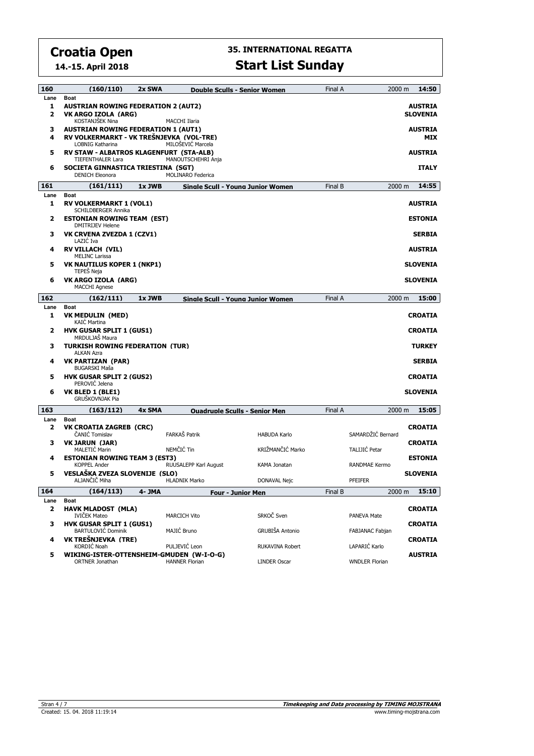# Croatia Open

**14.-15. April 2018**

## 35. INTERNATIONAL REGATTA

## Start List Sunday

### 160 (160/110) 2x SWA — Double Sculls - Senior Women — Final A — 2000 m — 14:50

| Lane | Boat | | | | Country |
|---|---|---|---|---|---|
| 1 | **AUSTRIAN ROWING FEDERATION 2 (AUT2)** | | | | **AUSTRIA** |
| 2 | **VK ARGO IZOLA (ARG)** | | | | **SLOVENIA** |
| | KOSTANJŠEK Nina | MACCHI Ilaria | | | |
| 3 | **AUSTRIAN ROWING FEDERATION 1 (AUT1)** | | | | **AUSTRIA** |
| 4 | **RV VOLKERMARKT - VK TREŠNJEVKA (VOL-TRE)** | | | | **MIX** |
| | LOBNIG Katharina | MILOŠEVIĆ Marcela | | | |
| 5 | **RV STAW - ALBATROS KLAGENFURT (STA-ALB)** | | | | **AUSTRIA** |
| | TIEFENTHALER Lara | MANOUTSCHEHRI Anja | | | |
| 6 | **SOCIETA GINNASTICA TRIESTINA (SGT)** | | | | **ITALY** |
| | DENICH Eleonora | MOLINARO Federica | | | |

### 161 (161/111) 1x JWB — Single Scull - Young Junior Women — Final B — 2000 m — 14:55

| Lane | Boat | Country |
|---|---|---|
| 1 | **RV VOLKERMARKT 1 (VOL1)** | **AUSTRIA** |
| | SCHILDBERGER Annika | |
| 2 | **ESTONIAN ROWING TEAM (EST)** | **ESTONIA** |
| | DMITRIJEV Helene | |
| 3 | **VK CRVENA ZVEZDA 1 (CZV1)** | **SERBIA** |
| | LAZIĆ Iva | |
| 4 | **RV VILLACH (VIL)** | **AUSTRIA** |
| | MELINC Larissa | |
| 5 | **VK NAUTILUS KOPER 1 (NKP1)** | **SLOVENIA** |
| | TEPEŠ Neja | |
| 6 | **VK ARGO IZOLA (ARG)** | **SLOVENIA** |
| | MACCHI Agnese | |

### 162 (162/111) 1x JWB — Single Scull - Young Junior Women — Final A — 2000 m — 15:00

| Lane | Boat | Country |
|---|---|---|
| 1 | **VK MEDULIN (MED)** | **CROATIA** |
| | KAIĆ Martina | |
| 2 | **HVK GUSAR SPLIT 1 (GUS1)** | **CROATIA** |
| | MRDULJAŠ Maura | |
| 3 | **TURKISH ROWING FEDERATION (TUR)** | **TURKEY** |
| | ALKAN Azra | |
| 4 | **VK PARTIZAN (PAR)** | **SERBIA** |
| | BUGARSKI Maša | |
| 5 | **HVK GUSAR SPLIT 2 (GUS2)** | **CROATIA** |
| | PEROVIĆ Jelena | |
| 6 | **VK BLED 1 (BLE1)** | **SLOVENIA** |
| | GRUŠKOVNJAK Pia | |

### 163 (163/112) 4x SMA — Quadruple Sculls - Senior Men — Final A — 2000 m — 15:05

| Lane | Boat | | | | Country |
|---|---|---|---|---|---|
| 2 | **VK CROATIA ZAGREB (CRC)** | | | | **CROATIA** |
| | ČANIĆ Tomislav | FARKAŠ Patrik | HABUDA Karlo | SAMARDŽIĆ Bernard | |
| 3 | **VK JARUN (JAR)** | | | | **CROATIA** |
| | MALETIĆ Marin | NEMČIĆ Tin | KRIŽMANČIĆ Marko | TALIJIĆ Petar | |
| 4 | **ESTONIAN ROWING TEAM 3 (EST3)** | | | | **ESTONIA** |
| | KOPPEL Ander | RUUSALEPP Karl August | KAMA Jonatan | RANDMAE Kermo | |
| 5 | **VESLAŠKA ZVEZA SLOVENIJE (SLO)** | | | | **SLOVENIA** |
| | ALJANČIČ Miha | HLADNIK Marko | DONAVAL Nejc | PFEIFER | |

### 164 (164/113) 4- JMA — Four - Junior Men — Final B — 2000 m — 15:10

| Lane | Boat | | | | Country |
|---|---|---|---|---|---|
| 2 | **HAVK MLADOST (MLA)** | | | | **CROATIA** |
| | IVIČEK Mateo | MARCICH Vito | SRKOČ Sven | PANEVA Mate | |
| 3 | **HVK GUSAR SPLIT 1 (GUS1)** | | | | **CROATIA** |
| | BARTULOVIĆ Dominik | MAJIĆ Bruno | GRUBIŠA Antonio | FABJANAC Fabjan | |
| 4 | **VK TREŠNJEVKA (TRE)** | | | | **CROATIA** |
| | KORDIĆ Noah | PULJEVIĆ Leon | RUKAVINA Robert | LAPARIĆ Karlo | |
| 5 | **WIKING-ISTER-OTTENSHEIM-GMUDEN (W-I-O-G)** | | | | **AUSTRIA** |
| | ORTNER Jonathan | HANNER Florian | LINDER Oscar | WNDLER Florian | |

Created: 15. 04. 2018 11:19:14

*Timekeeping and Data processing by TIMING MOJSTRANA*
www.timing-mojstrana.com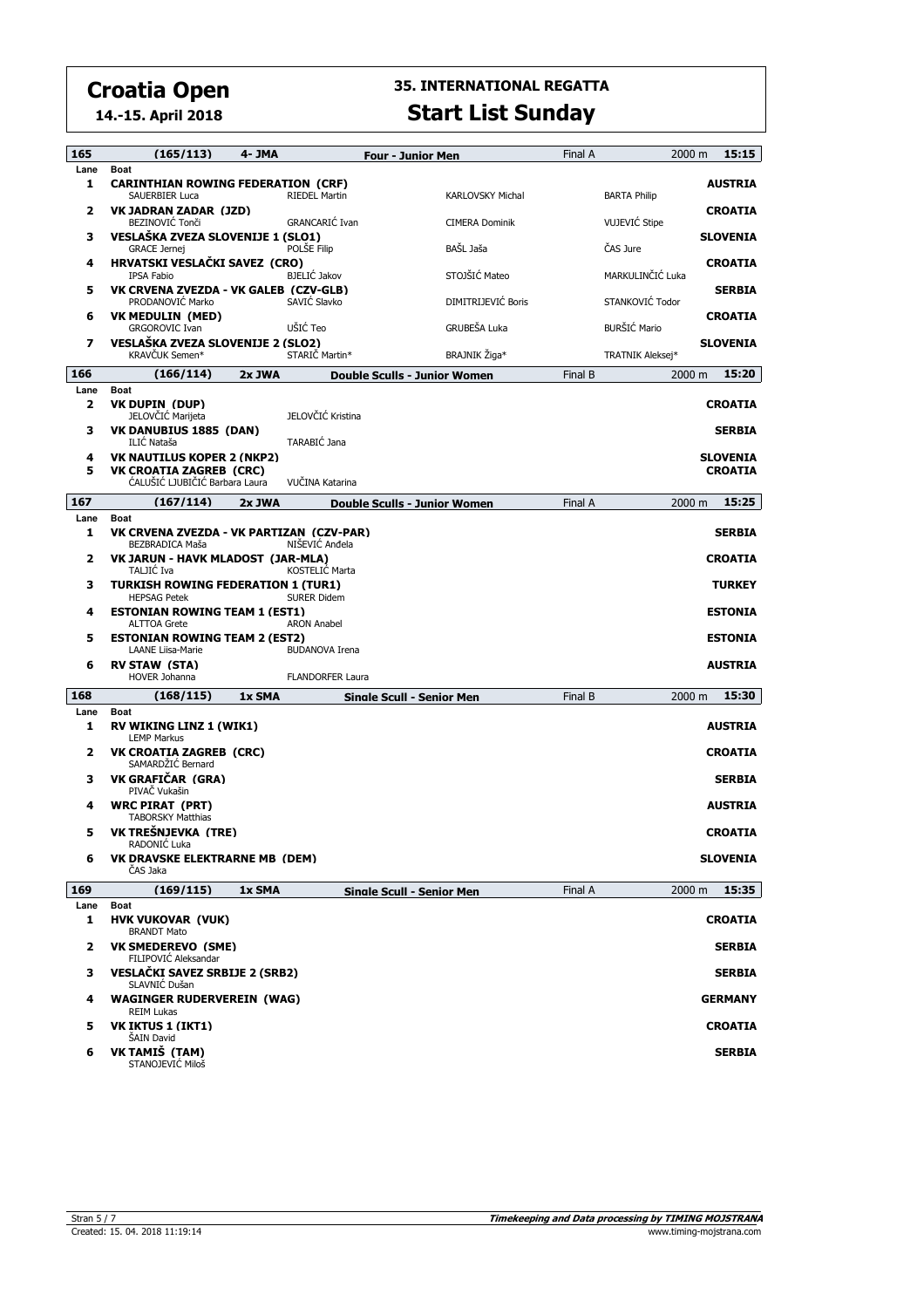# Croatia Open

**14.-15. April 2018**

## 35. INTERNATIONAL REGATTA

# Start List Sunday

### 165 (165/113) 4- JMA — Four - Junior Men — Final A — 2000 m — 15:15

| Lane | Boat | | | | Country |
|---|---|---|---|---|---|
| 1 | **CARINTHIAN ROWING FEDERATION (CRF)** | | | | **AUSTRIA** |
| | SAUERBIER Luca | RIEDEL Martin | KARLOVSKY Michal | BARTA Philip | |
| 2 | **VK JADRAN ZADAR (JZD)** | | | | **CROATIA** |
| | BEZINOVIĆ Tonči | GRANCARIĆ Ivan | CIMERA Dominik | VUJEVIĆ Stipe | |
| 3 | **VESLAŠKA ZVEZA SLOVENIJE 1 (SLO1)** | | | | **SLOVENIA** |
| | GRACE Jernej | POLŠE Filip | BAŠL Jaša | ČAS Jure | |
| 4 | **HRVATSKI VESLAČKI SAVEZ (CRO)** | | | | **CROATIA** |
| | IPSA Fabio | BJELIĆ Jakov | STOJŠIĆ Mateo | MARKULINČIĆ Luka | |
| 5 | **VK CRVENA ZVEZDA - VK GALEB (CZV-GLB)** | | | | **SERBIA** |
| | PRODANOVIĆ Marko | SAVIĆ Slavko | DIMITRIJEVIĆ Boris | STANKOVIĆ Todor | |
| 6 | **VK MEDULIN (MED)** | | | | **CROATIA** |
| | GRGOROVIC Ivan | UŠIĆ Teo | GRUBEŠA Luka | BURŠIĆ Mario | |
| 7 | **VESLAŠKA ZVEZA SLOVENIJE 2 (SLO2)** | | | | **SLOVENIA** |
| | KRAVČUK Semen* | STARIČ Martin* | BRAJNIK Žiga* | TRATNIK Aleksej* | |

### 166 (166/114) 2x JWA — Double Sculls - Junior Women — Final B — 2000 m — 15:20

| Lane | Boat | | Country |
|---|---|---|---|
| 2 | **VK DUPIN (DUP)** | | **CROATIA** |
| | JELOVČIĆ Marijeta | JELOVČIĆ Kristina | |
| 3 | **VK DANUBIUS 1885 (DAN)** | | **SERBIA** |
| | ILIĆ Nataša | TARABIĆ Jana | |
| 4 | **VK NAUTILUS KOPER 2 (NKP2)** | | **SLOVENIA** |
| 5 | **VK CROATIA ZAGREB (CRC)** | | **CROATIA** |
| | ĆALUŠIĆ LJUBIČIĆ Barbara Laura | VUČINA Katarina | |

### 167 (167/114) 2x JWA — Double Sculls - Junior Women — Final A — 2000 m — 15:25

| Lane | Boat | | Country |
|---|---|---|---|
| 1 | **VK CRVENA ZVEZDA - VK PARTIZAN (CZV-PAR)** | | **SERBIA** |
| | BEZBRADICA Maša | NIŠEVIĆ Anđela | |
| 2 | **VK JARUN - HAVK MLADOST (JAR-MLA)** | | **CROATIA** |
| | TALJIĆ Iva | KOSTELIĆ Marta | |
| 3 | **TURKISH ROWING FEDERATION 1 (TUR1)** | | **TURKEY** |
| | HEPSAG Petek | SURER Didem | |
| 4 | **ESTONIAN ROWING TEAM 1 (EST1)** | | **ESTONIA** |
| | ALTTOA Grete | ARON Anabel | |
| 5 | **ESTONIAN ROWING TEAM 2 (EST2)** | | **ESTONIA** |
| | LAANE Liisa-Marie | BUDANOVA Irena | |
| 6 | **RV STAW (STA)** | | **AUSTRIA** |
| | HOVER Johanna | FLANDORFER Laura | |

### 168 (168/115) 1x SMA — Single Scull - Senior Men — Final B — 2000 m — 15:30

| Lane | Boat | Country |
|---|---|---|
| 1 | **RV WIKING LINZ 1 (WIK1)** | **AUSTRIA** |
| | LEMP Markus | |
| 2 | **VK CROATIA ZAGREB (CRC)** | **CROATIA** |
| | SAMARDŽIĆ Bernard | |
| 3 | **VK GRAFIČAR (GRA)** | **SERBIA** |
| | PIVAČ Vukašin | |
| 4 | **WRC PIRAT (PRT)** | **AUSTRIA** |
| | TABORSKY Matthias | |
| 5 | **VK TREŠNJEVKA (TRE)** | **CROATIA** |
| | RADONIĆ Luka | |
| 6 | **VK DRAVSKE ELEKTRARNE MB (DEM)** | **SLOVENIA** |
| | ČAS Jaka | |

### 169 (169/115) 1x SMA — Single Scull - Senior Men — Final A — 2000 m — 15:35

| Lane | Boat | Country |
|---|---|---|
| 1 | **HVK VUKOVAR (VUK)** | **CROATIA** |
| | BRANDT Mato | |
| 2 | **VK SMEDEREVO (SME)** | **SERBIA** |
| | FILIPOVIĆ Aleksandar | |
| 3 | **VESLAČKI SAVEZ SRBIJE 2 (SRB2)** | **SERBIA** |
| | SLAVNIĆ Dušan | |
| 4 | **WAGINGER RUDERVEREIN (WAG)** | **GERMANY** |
| | REIM Lukas | |
| 5 | **VK IKTUS 1 (IKT1)** | **CROATIA** |
| | ŠAIN David | |
| 6 | **VK TAMIŠ (TAM)** | **SERBIA** |
| | STANOJEVIĆ Miloš | |

Created: 15. 04. 2018 11:19:14

*Timekeeping and Data processing by TIMING MOJSTRANA*
www.timing-mojstrana.com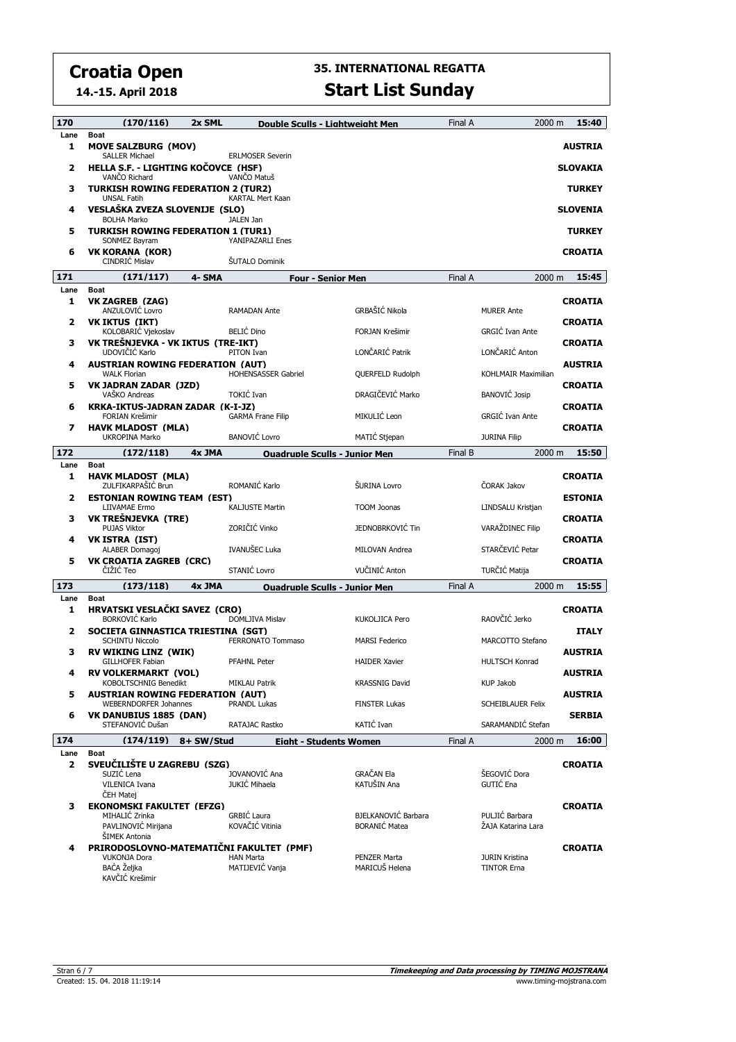# Croatia Open

**14.-15. April 2018**

## 35. INTERNATIONAL REGATTA

## Start List Sunday

### 170 (170/116) 2x SML Double Sculls - Lightweight Men — Final A — 2000 m — 15:40

| Lane | Boat | | | | |
|---|---|---|---|---|---|
| 1 | **MOVE SALZBURG (MOV)** | | | | **AUSTRIA** |
| | SALLER Michael | ERLMOSER Severin | | | |
| 2 | **HELLA S.F. - LIGHTING KOČOVCE (HSF)** | | | | **SLOVAKIA** |
| | VANČO Richard | VANČO Matuš | | | |
| 3 | **TURKISH ROWING FEDERATION 2 (TUR2)** | | | | **TURKEY** |
| | UNSAL Fatih | KARTAL Mert Kaan | | | |
| 4 | **VESLAŠKA ZVEZA SLOVENIJE (SLO)** | | | | **SLOVENIA** |
| | BOLHA Marko | JALEN Jan | | | |
| 5 | **TURKISH ROWING FEDERATION 1 (TUR1)** | | | | **TURKEY** |
| | SONMEZ Bayram | YANIPAZARLI Enes | | | |
| 6 | **VK KORANA (KOR)** | | | | **CROATIA** |
| | CINDRIĆ Mislav | ŠUTALO Dominik | | | |

### 171 (171/117) 4- SMA Four - Senior Men — Final A — 2000 m — 15:45

| Lane | Boat | | | | |
|---|---|---|---|---|---|
| 1 | **VK ZAGREB (ZAG)** | | | | **CROATIA** |
| | ANZULOVIĆ Lovro | RAMADAN Ante | GRBAŠIĆ Nikola | MURER Ante | |
| 2 | **VK IKTUS (IKT)** | | | | **CROATIA** |
| | KOLOBARIĆ Vjekoslav | BELIĆ Dino | FORJAN Krešimir | GRGIĆ Ivan Ante | |
| 3 | **VK TREŠNJEVKA - VK IKTUS (TRE-IKT)** | | | | **CROATIA** |
| | UDOVIČIĆ Karlo | PITON Ivan | LONČARIĆ Patrik | LONČARIĆ Anton | |
| 4 | **AUSTRIAN ROWING FEDERATION (AUT)** | | | | **AUSTRIA** |
| | WALK Florian | HOHENSASSER Gabriel | QUERFELD Rudolph | KOHLMAIR Maximilian | |
| 5 | **VK JADRAN ZADAR (JZD)** | | | | **CROATIA** |
| | VAŠKO Andreas | TOKIĆ Ivan | DRAGIČEVIĆ Marko | BANOVIĆ Josip | |
| 6 | **KRKA-IKTUS-JADRAN ZADAR (K-I-JZ)** | | | | **CROATIA** |
| | FORIAN Krešimir | GARMA Frane Filip | MIKULIĆ Leon | GRGIĆ Ivan Ante | |
| 7 | **HAVK MLADOST (MLA)** | | | | **CROATIA** |
| | UKROPINA Marko | BANOVIĆ Lovro | MATIĆ Stjepan | JURINA Filip | |

### 172 (172/118) 4x JMA Quadruple Sculls - Junior Men — Final B — 2000 m — 15:50

| Lane | Boat | | | | |
|---|---|---|---|---|---|
| 1 | **HAVK MLADOST (MLA)** | | | | **CROATIA** |
| | ZULFIKARPAŠIĆ Brun | ROMANIĆ Karlo | ŠURINA Lovro | ČORAK Jakov | |
| 2 | **ESTONIAN ROWING TEAM (EST)** | | | | **ESTONIA** |
| | LIIVAMAE Ermo | KALJUSTE Martin | TOOM Joonas | LINDSALU Kristjan | |
| 3 | **VK TREŠNJEVKA (TRE)** | | | | **CROATIA** |
| | PUJAS Viktor | ZORIČIĆ Vinko | JEDNOBRKOVIĆ Tin | VARAŽDINEC Filip | |
| 4 | **VK ISTRA (IST)** | | | | **CROATIA** |
| | ALABER Domagoj | IVANUŠEC Luka | MILOVAN Andrea | STARČEVIĆ Petar | |
| 5 | **VK CROATIA ZAGREB (CRC)** | | | | **CROATIA** |
| | ČIŽIĆ Teo | STANIĆ Lovro | VUČINIĆ Anton | TURČIĆ Matija | |

### 173 (173/118) 4x JMA Quadruple Sculls - Junior Men — Final A — 2000 m — 15:55

| Lane | Boat | | | | |
|---|---|---|---|---|---|
| 1 | **HRVATSKI VESLAČKI SAVEZ (CRO)** | | | | **CROATIA** |
| | BORKOVIĆ Karlo | DOMLJIVA Mislav | KUKOLJICA Pero | RAOVČIĆ Jerko | |
| 2 | **SOCIETA GINNASTICA TRIESTINA (SGT)** | | | | **ITALY** |
| | SCHINTU Niccolo | FERRONATO Tommaso | MARSI Federico | MARCOTTO Stefano | |
| 3 | **RV WIKING LINZ (WIK)** | | | | **AUSTRIA** |
| | GILLHOFER Fabian | PFAHNL Peter | HAIDER Xavier | HULTSCH Konrad | |
| 4 | **RV VOLKERMARKT (VOL)** | | | | **AUSTRIA** |
| | KOBOLTSCHNIG Benedikt | MIKLAU Patrik | KRASSNIG David | KUP Jakob | |
| 5 | **AUSTRIAN ROWING FEDERATION (AUT)** | | | | **AUSTRIA** |
| | WEBERNDORFER Johannes | PRANDL Lukas | FINSTER Lukas | SCHEIBLAUER Felix | |
| 6 | **VK DANUBIUS 1885 (DAN)** | | | | **SERBIA** |
| | STEFANOVIĆ Dušan | RATAJAC Rastko | KATIĆ Ivan | SARAMANDIĆ Stefan | |

### 174 (174/119) 8+ SW/Stud Eight - Students Women — Final A — 2000 m — 16:00

| Lane | Boat | | | | |
|---|---|---|---|---|---|
| 2 | **SVEUČILIŠTE U ZAGREBU (SZG)** | | | | **CROATIA** |
| | SUZIĆ Lena | JOVANOVIĆ Ana | GRAČAN Ela | ŠEGOVIĆ Dora | |
| | VILENICA Ivana | JUKIĆ Mihaela | KATUŠIN Ana | GUTIĆ Ena | |
| | ČEH Matej | | | | |
| 3 | **EKONOMSKI FAKULTET (EFZG)** | | | | **CROATIA** |
| | MIHALIĆ Zrinka | GRBIĆ Laura | BJELKANOVIĆ Barbara | PULJIĆ Barbara | |
| | PAVLINOVIĆ Mirijana | KOVAČIĆ Vitinia | BORANIĆ Matea | ŽAJA Katarina Lara | |
| | ŠIMEK Antonia | | | | |
| 4 | **PRIRODOSLOVNO-MATEMATIČNI FAKULTET (PMF)** | | | | **CROATIA** |
| | VUKONJA Dora | HAN Marta | PENZER Marta | JURIN Kristina | |
| | BAĆA Željka | MATIJEVIĆ Vanja | MARICUŠ Helena | TINTOR Erna | |
| | KAVČIĆ Krešimir | | | | |

Created: 15. 04. 2018 11:19:14

*Timekeeping and Data processing by TIMING MOJSTRANA*
www.timing-mojstrana.com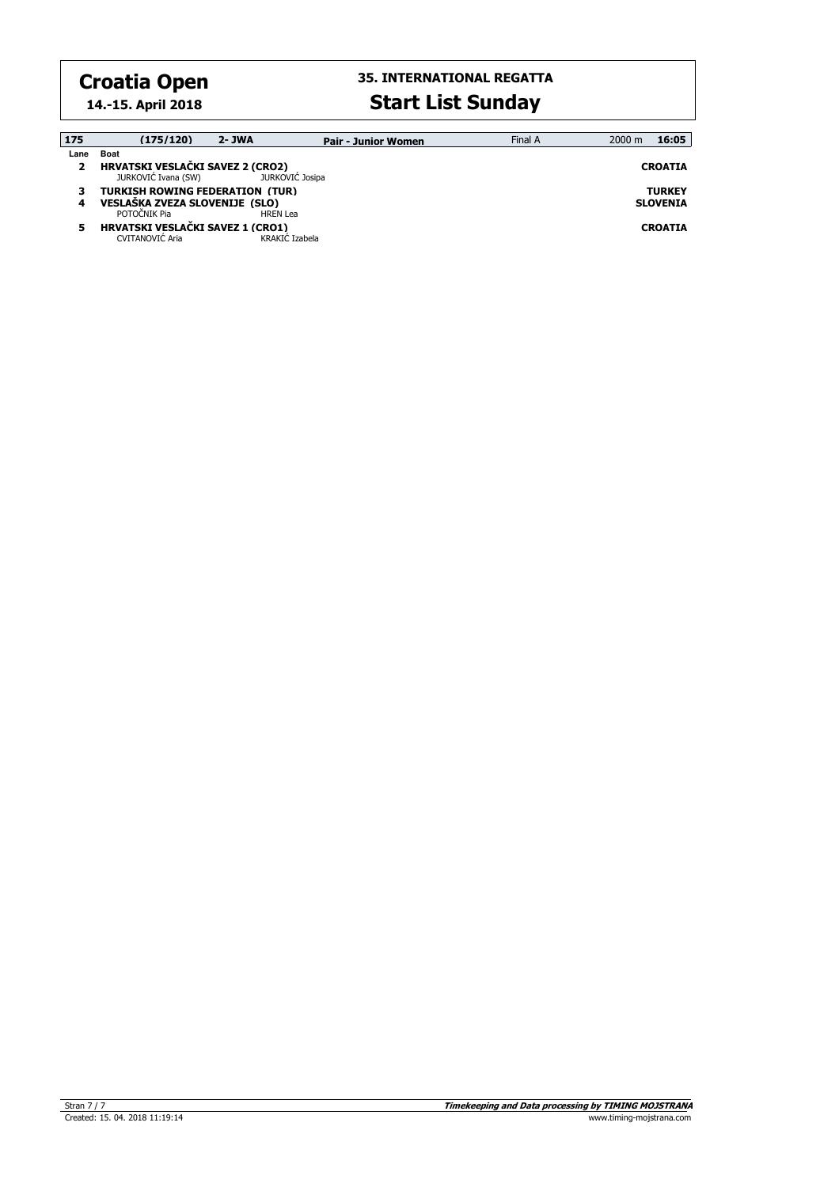# Croatia Open

**14.-15. April 2018**

## 35. INTERNATIONAL REGATTA

## Start List Sunday

| 175 | (175/120) | 2- JWA | Pair - Junior Women | Final A | 2000 m | 16:05 |
|---|---|---|---|---|---|---|

| Lane | Boat | | Country |
|---|---|---|---|
| 2 | **HRVATSKI VESLAČKI SAVEZ 2 (CRO2)** | | **CROATIA** |
| | JURKOVIĆ Ivana (SW) | JURKOVIĆ Josipa | |
| 3 | **TURKISH ROWING FEDERATION (TUR)** | | **TURKEY** |
| 4 | **VESLAŠKA ZVEZA SLOVENIJE (SLO)** | | **SLOVENIA** |
| | POTOČNIK Pia | HREN Lea | |
| 5 | **HRVATSKI VESLAČKI SAVEZ 1 (CRO1)** | | **CROATIA** |
| | CVITANOVIĆ Aria | KRAKIĆ Izabela | |

Created: 15. 04. 2018 11:19:14

***Timekeeping and Data processing by TIMING MOJSTRANA***
www.timing-mojstrana.com